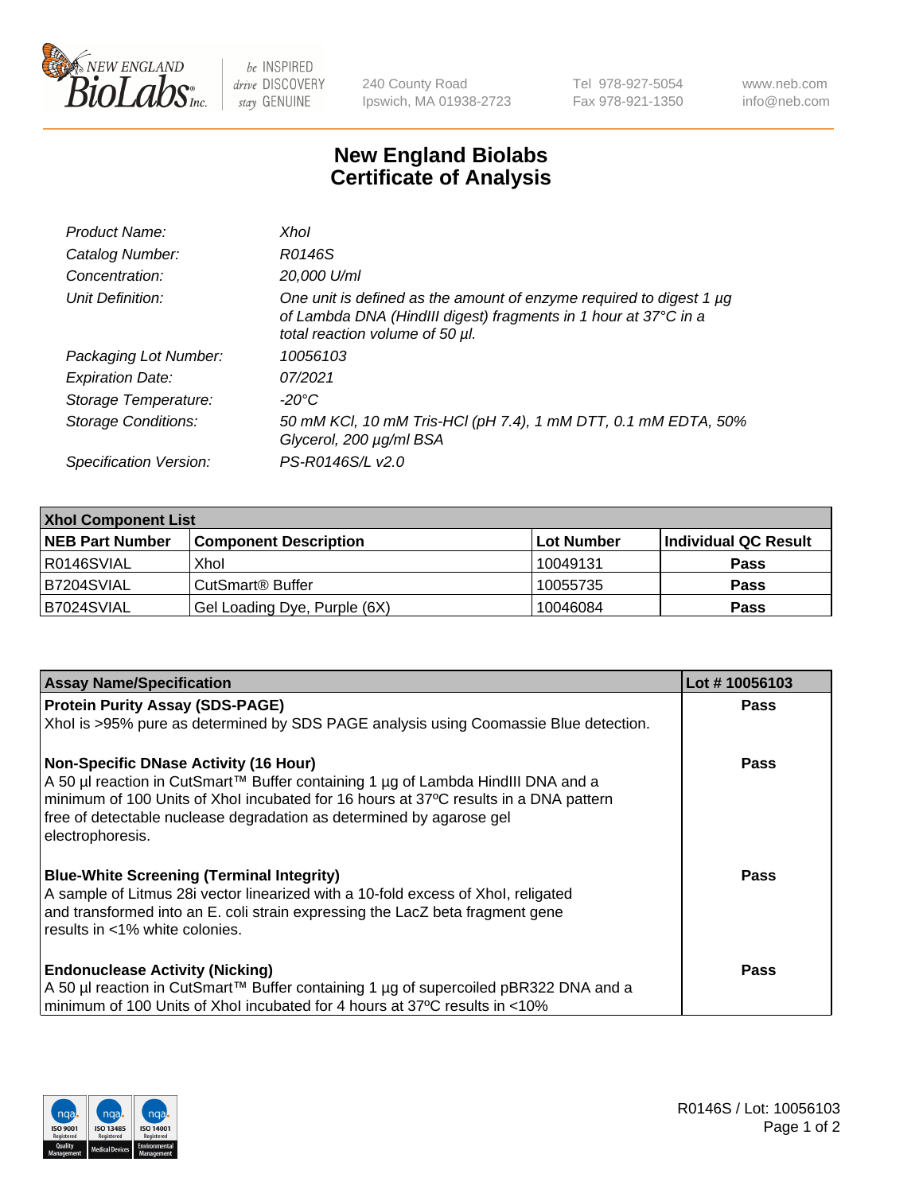New England Biolabs
240 County Road
Ipswich, MA 01938-2723
Tel 978-927-5054
Fax 978-921-1350
www.neb.com
info@neb.com

# New England Biolabs Certificate of Analysis

| | |
|---|---|
| *Product Name:* | *XhoI* |
| *Catalog Number:* | *R0146S* |
| *Concentration:* | *20,000 U/ml* |
| *Unit Definition:* | *One unit is defined as the amount of enzyme required to digest 1 µg of Lambda DNA (HindIII digest) fragments in 1 hour at 37°C in a total reaction volume of 50 µl.* |
| *Packaging Lot Number:* | *10056103* |
| *Expiration Date:* | *07/2021* |
| *Storage Temperature:* | *-20°C* |
| *Storage Conditions:* | *50 mM KCl, 10 mM Tris-HCl (pH 7.4), 1 mM DTT, 0.1 mM EDTA, 50% Glycerol, 200 µg/ml BSA* |
| *Specification Version:* | *PS-R0146S/L v2.0* |

| XhoI Component List | | | |
|---|---|---|---|
| **NEB Part Number** | **Component Description** | **Lot Number** | **Individual QC Result** |
| R0146SVIAL | XhoI | 10049131 | **Pass** |
| B7204SVIAL | CutSmart® Buffer | 10055735 | **Pass** |
| B7024SVIAL | Gel Loading Dye, Purple (6X) | 10046084 | **Pass** |

| Assay Name/Specification | Lot # 10056103 |
|---|---|
| **Protein Purity Assay (SDS-PAGE)**<br>XhoI is >95% pure as determined by SDS PAGE analysis using Coomassie Blue detection. | **Pass** |
| **Non-Specific DNase Activity (16 Hour)**<br>A 50 µl reaction in CutSmart™ Buffer containing 1 µg of Lambda HindIII DNA and a minimum of 100 Units of XhoI incubated for 16 hours at 37ºC results in a DNA pattern free of detectable nuclease degradation as determined by agarose gel electrophoresis. | **Pass** |
| **Blue-White Screening (Terminal Integrity)**<br>A sample of Litmus 28i vector linearized with a 10-fold excess of XhoI, religated and transformed into an E. coli strain expressing the LacZ beta fragment gene results in <1% white colonies. | **Pass** |
| **Endonuclease Activity (Nicking)**<br>A 50 µl reaction in CutSmart™ Buffer containing 1 µg of supercoiled pBR322 DNA and a minimum of 100 Units of XhoI incubated for 4 hours at 37ºC results in <10% | **Pass** |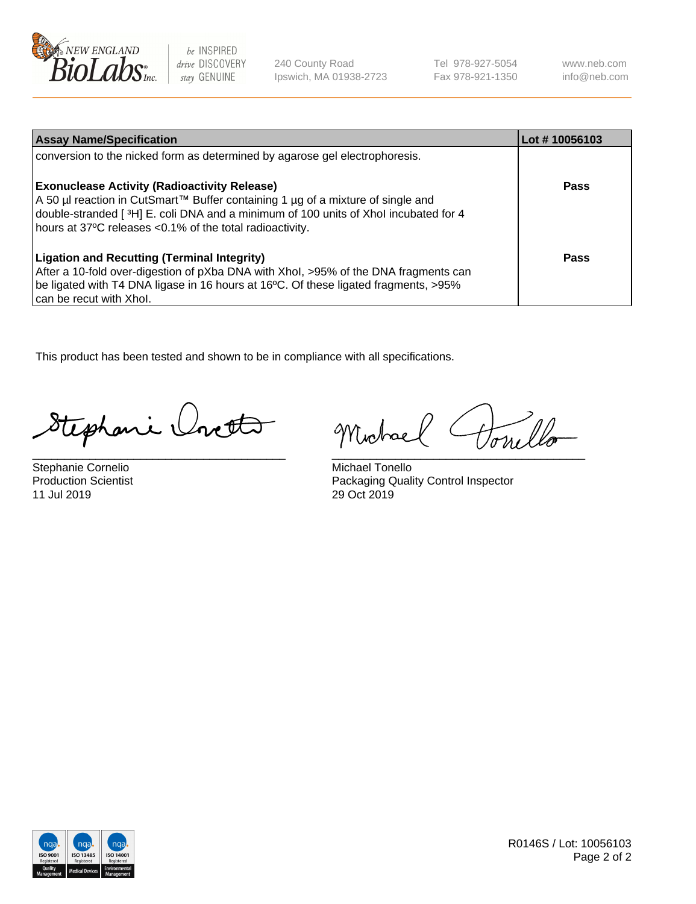| Assay Name/Specification | Lot # 10056103 |
|---|---|
| conversion to the nicked form as determined by agarose gel electrophoresis. | |
| **Exonuclease Activity (Radioactivity Release)**<br>A 50 µl reaction in CutSmart™ Buffer containing 1 µg of a mixture of single and double-stranded [ $^3$H] E. coli DNA and a minimum of 100 units of XhoI incubated for 4 hours at 37ºC releases <0.1% of the total radioactivity. | **Pass** |
| **Ligation and Recutting (Terminal Integrity)**<br>After a 10-fold over-digestion of pXba DNA with XhoI, >95% of the DNA fragments can be ligated with T4 DNA ligase in 16 hours at 16ºC. Of these ligated fragments, >95% can be recut with XhoI. | **Pass** |

This product has been tested and shown to be in compliance with all specifications.

Stephanie Cornelio
Production Scientist
11 Jul 2019

Michael Tonello
Packaging Quality Control Inspector
29 Oct 2019

R0146S / Lot: 10056103